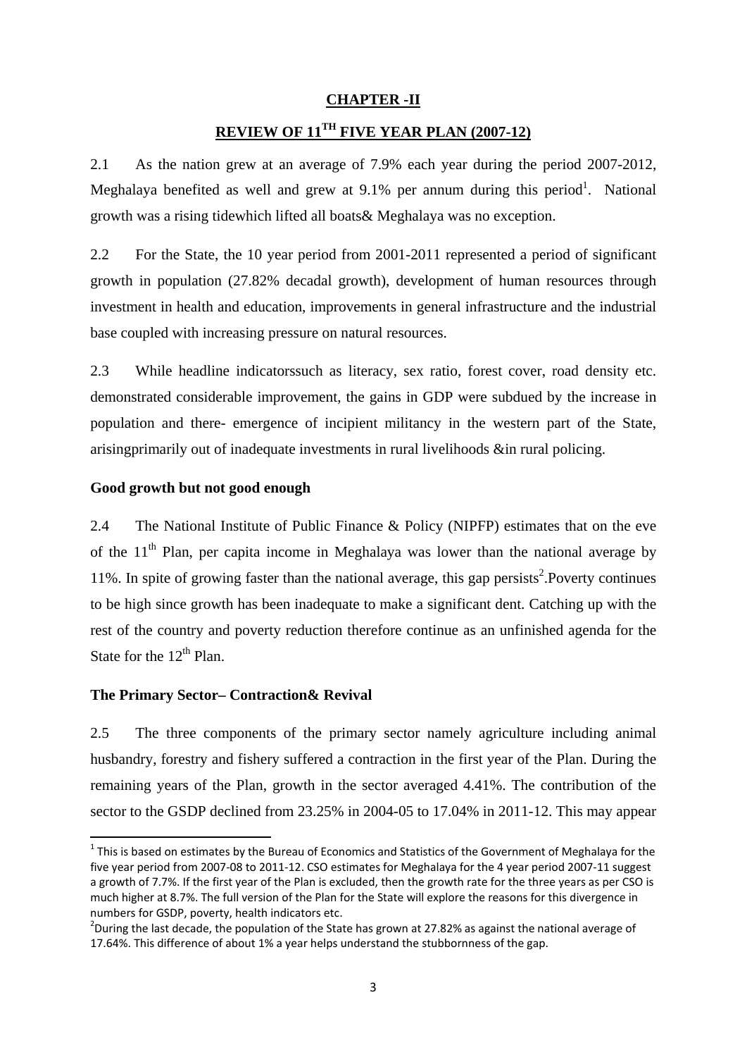# CHAPTER -II

## REVIEW OF 11TH FIVE YEAR PLAN (2007-12)

2.1 As the nation grew at an average of 7.9% each year during the period 2007-2012, Meghalaya benefited as well and grew at 9.1% per annum during this period[1]. National growth was a rising tidewhich lifted all boats& Meghalaya was no exception.

2.2 For the State, the 10 year period from 2001-2011 represented a period of significant growth in population (27.82% decadal growth), development of human resources through investment in health and education, improvements in general infrastructure and the industrial base coupled with increasing pressure on natural resources.

2.3 While headline indicatorssuch as literacy, sex ratio, forest cover, road density etc. demonstrated considerable improvement, the gains in GDP were subdued by the increase in population and there- emergence of incipient militancy in the western part of the State, arisingprimarily out of inadequate investments in rural livelihoods &in rural policing.

**Good growth but not good enough**

2.4 The National Institute of Public Finance & Policy (NIPFP) estimates that on the eve of the 11th Plan, per capita income in Meghalaya was lower than the national average by 11%. In spite of growing faster than the national average, this gap persists[2].Poverty continues to be high since growth has been inadequate to make a significant dent. Catching up with the rest of the country and poverty reduction therefore continue as an unfinished agenda for the State for the 12th Plan.

**The Primary Sector– Contraction& Revival**

2.5 The three components of the primary sector namely agriculture including animal husbandry, forestry and fishery suffered a contraction in the first year of the Plan. During the remaining years of the Plan, growth in the sector averaged 4.41%. The contribution of the sector to the GSDP declined from 23.25% in 2004-05 to 17.04% in 2011-12. This may appear

---

[1] This is based on estimates by the Bureau of Economics and Statistics of the Government of Meghalaya for the five year period from 2007-08 to 2011-12. CSO estimates for Meghalaya for the 4 year period 2007-11 suggest a growth of 7.7%. If the first year of the Plan is excluded, then the growth rate for the three years as per CSO is much higher at 8.7%. The full version of the Plan for the State will explore the reasons for this divergence in numbers for GSDP, poverty, health indicators etc.

[2] During the last decade, the population of the State has grown at 27.82% as against the national average of 17.64%. This difference of about 1% a year helps understand the stubbornness of the gap.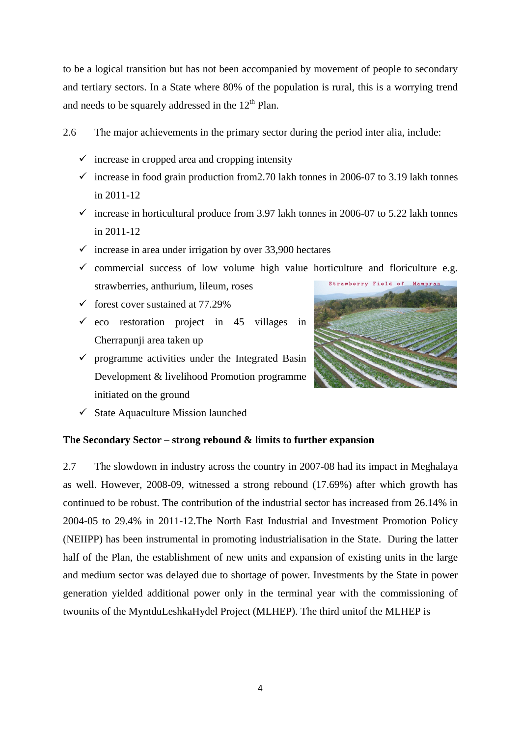to be a logical transition but has not been accompanied by movement of people to secondary and tertiary sectors. In a State where 80% of the population is rural, this is a worrying trend and needs to be squarely addressed in the 12th Plan.

2.6 The major achievements in the primary sector during the period inter alia, include:

- ✓ increase in cropped area and cropping intensity
- ✓ increase in food grain production from2.70 lakh tonnes in 2006-07 to 3.19 lakh tonnes in 2011-12
- ✓ increase in horticultural produce from 3.97 lakh tonnes in 2006-07 to 5.22 lakh tonnes in 2011-12
- ✓ increase in area under irrigation by over 33,900 hectares
- ✓ commercial success of low volume high value horticulture and floriculture e.g. strawberries, anthurium, lileum, roses
- ✓ forest cover sustained at 77.29%
- ✓ eco restoration project in 45 villages in Cherrapunji area taken up
- ✓ programme activities under the Integrated Basin Development & livelihood Promotion programme initiated on the ground
- ✓ State Aquaculture Mission launched

Strawberry Field of Mawpran

**The Secondary Sector – strong rebound & limits to further expansion**

2.7 The slowdown in industry across the country in 2007-08 had its impact in Meghalaya as well. However, 2008-09, witnessed a strong rebound (17.69%) after which growth has continued to be robust. The contribution of the industrial sector has increased from 26.14% in 2004-05 to 29.4% in 2011-12.The North East Industrial and Investment Promotion Policy (NEIIPP) has been instrumental in promoting industrialisation in the State. During the latter half of the Plan, the establishment of new units and expansion of existing units in the large and medium sector was delayed due to shortage of power. Investments by the State in power generation yielded additional power only in the terminal year with the commissioning of twounits of the MyntduLeshkaHydel Project (MLHEP). The third unitof the MLHEP is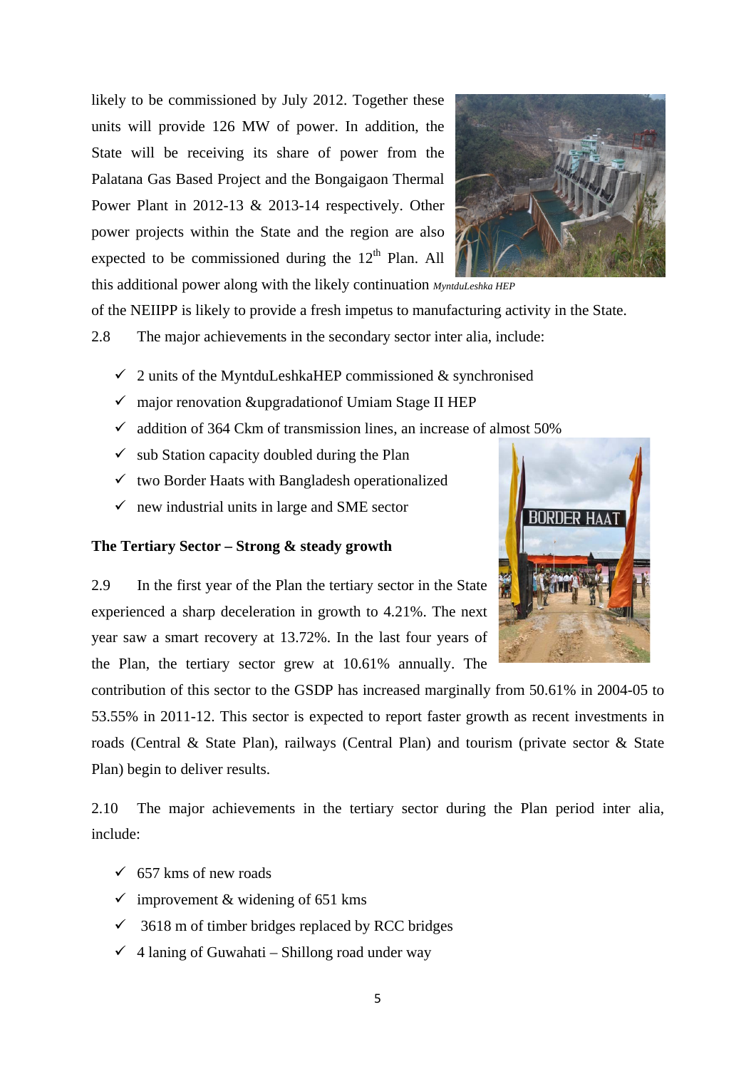likely to be commissioned by July 2012. Together these units will provide 126 MW of power. In addition, the State will be receiving its share of power from the Palatana Gas Based Project and the Bongaigaon Thermal Power Plant in 2012-13 & 2013-14 respectively. Other power projects within the State and the region are also expected to be commissioned during the 12th Plan. All this additional power along with the likely continuation of the NEIIPP is likely to provide a fresh impetus to manufacturing activity in the State.

*MyntduLeshka HEP*

2.8 The major achievements in the secondary sector inter alia, include:

- ✓ 2 units of the MyntduLeshkaHEP commissioned & synchronised
- ✓ major renovation &upgradationof Umiam Stage II HEP
- ✓ addition of 364 Ckm of transmission lines, an increase of almost 50%
- ✓ sub Station capacity doubled during the Plan
- ✓ two Border Haats with Bangladesh operationalized
- ✓ new industrial units in large and SME sector

**The Tertiary Sector – Strong & steady growth**

2.9 In the first year of the Plan the tertiary sector in the State experienced a sharp deceleration in growth to 4.21%. The next year saw a smart recovery at 13.72%. In the last four years of the Plan, the tertiary sector grew at 10.61% annually. The contribution of this sector to the GSDP has increased marginally from 50.61% in 2004-05 to 53.55% in 2011-12. This sector is expected to report faster growth as recent investments in roads (Central & State Plan), railways (Central Plan) and tourism (private sector & State Plan) begin to deliver results.

2.10 The major achievements in the tertiary sector during the Plan period inter alia, include:

- ✓ 657 kms of new roads
- ✓ improvement & widening of 651 kms
- ✓ 3618 m of timber bridges replaced by RCC bridges
- ✓ 4 laning of Guwahati – Shillong road under way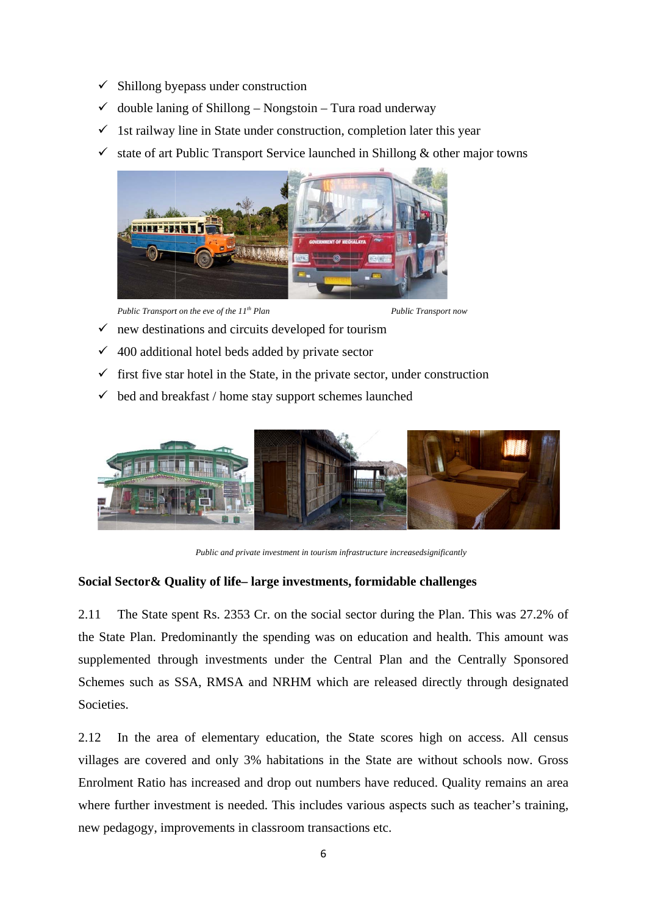- ✓ Shillong byepass under construction
- ✓ double laning of Shillong – Nongstoin – Tura road underway
- ✓ 1st railway line in State under construction, completion later this year
- ✓ state of art Public Transport Service launched in Shillong & other major towns

*Public Transport on the eve of the 11th Plan* *Public Transport now*

- ✓ new destinations and circuits developed for tourism
- ✓ 400 additional hotel beds added by private sector
- ✓ first five star hotel in the State, in the private sector, under construction
- ✓ bed and breakfast / home stay support schemes launched

*Public and private investment in tourism infrastructure increasedsignificantly*

**Social Sector& Quality of life– large investments, formidable challenges**

2.11 The State spent Rs. 2353 Cr. on the social sector during the Plan. This was 27.2% of the State Plan. Predominantly the spending was on education and health. This amount was supplemented through investments under the Central Plan and the Centrally Sponsored Schemes such as SSA, RMSA and NRHM which are released directly through designated Societies.

2.12 In the area of elementary education, the State scores high on access. All census villages are covered and only 3% habitations in the State are without schools now. Gross Enrolment Ratio has increased and drop out numbers have reduced. Quality remains an area where further investment is needed. This includes various aspects such as teacher's training, new pedagogy, improvements in classroom transactions etc.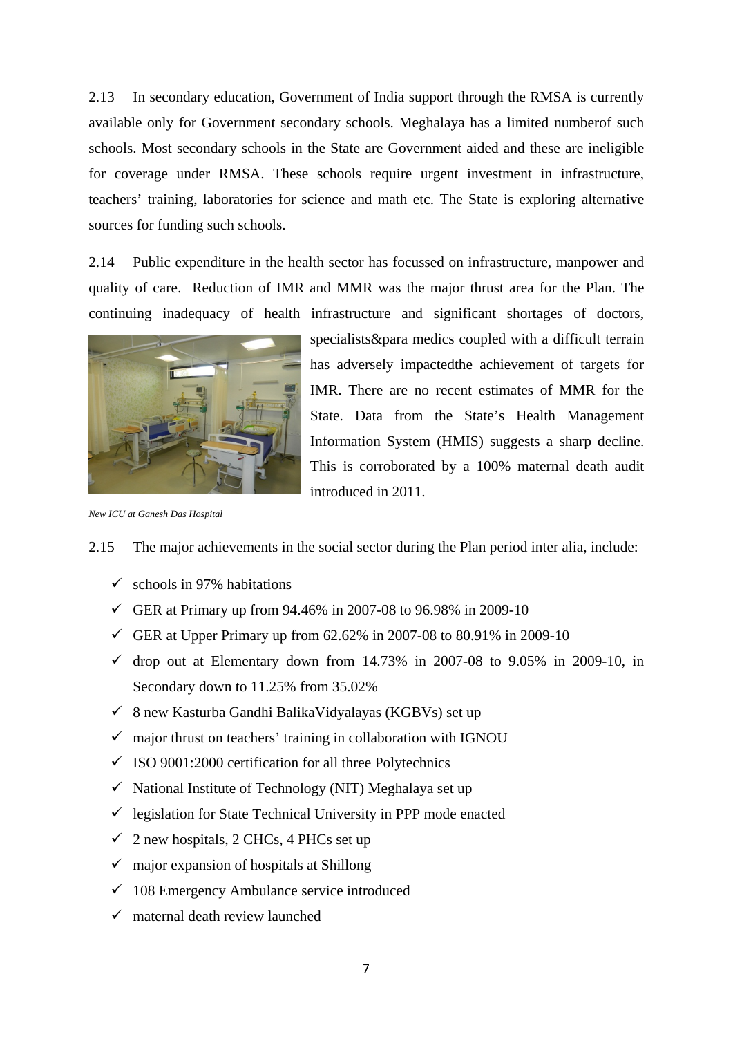2.13 In secondary education, Government of India support through the RMSA is currently available only for Government secondary schools. Meghalaya has a limited numberof such schools. Most secondary schools in the State are Government aided and these are ineligible for coverage under RMSA. These schools require urgent investment in infrastructure, teachers' training, laboratories for science and math etc. The State is exploring alternative sources for funding such schools.

2.14 Public expenditure in the health sector has focussed on infrastructure, manpower and quality of care. Reduction of IMR and MMR was the major thrust area for the Plan. The continuing inadequacy of health infrastructure and significant shortages of doctors, specialists&para medics coupled with a difficult terrain has adversely impactedthe achievement of targets for IMR. There are no recent estimates of MMR for the State. Data from the State's Health Management Information System (HMIS) suggests a sharp decline. This is corroborated by a 100% maternal death audit introduced in 2011.

*New ICU at Ganesh Das Hospital*

2.15 The major achievements in the social sector during the Plan period inter alia, include:

- ✓ schools in 97% habitations
- ✓ GER at Primary up from 94.46% in 2007-08 to 96.98% in 2009-10
- ✓ GER at Upper Primary up from 62.62% in 2007-08 to 80.91% in 2009-10
- ✓ drop out at Elementary down from 14.73% in 2007-08 to 9.05% in 2009-10, in Secondary down to 11.25% from 35.02%
- ✓ 8 new Kasturba Gandhi BalikaVidyalayas (KGBVs) set up
- ✓ major thrust on teachers' training in collaboration with IGNOU
- ✓ ISO 9001:2000 certification for all three Polytechnics
- ✓ National Institute of Technology (NIT) Meghalaya set up
- ✓ legislation for State Technical University in PPP mode enacted
- ✓ 2 new hospitals, 2 CHCs, 4 PHCs set up
- ✓ major expansion of hospitals at Shillong
- ✓ 108 Emergency Ambulance service introduced
- ✓ maternal death review launched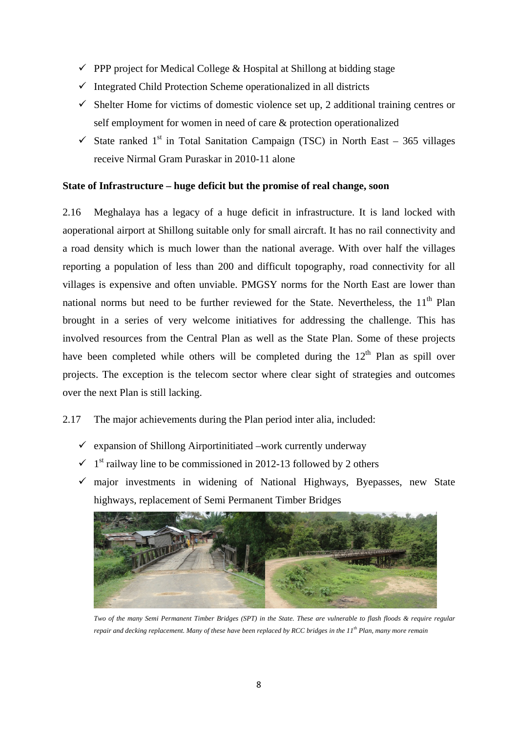- ✓ PPP project for Medical College & Hospital at Shillong at bidding stage
- ✓ Integrated Child Protection Scheme operationalized in all districts
- ✓ Shelter Home for victims of domestic violence set up, 2 additional training centres or self employment for women in need of care & protection operationalized
- ✓ State ranked 1st in Total Sanitation Campaign (TSC) in North East – 365 villages receive Nirmal Gram Puraskar in 2010-11 alone

**State of Infrastructure – huge deficit but the promise of real change, soon**

2.16 Meghalaya has a legacy of a huge deficit in infrastructure. It is land locked with aoperational airport at Shillong suitable only for small aircraft. It has no rail connectivity and a road density which is much lower than the national average. With over half the villages reporting a population of less than 200 and difficult topography, road connectivity for all villages is expensive and often unviable. PMGSY norms for the North East are lower than national norms but need to be further reviewed for the State. Nevertheless, the 11th Plan brought in a series of very welcome initiatives for addressing the challenge. This has involved resources from the Central Plan as well as the State Plan. Some of these projects have been completed while others will be completed during the 12th Plan as spill over projects. The exception is the telecom sector where clear sight of strategies and outcomes over the next Plan is still lacking.

2.17 The major achievements during the Plan period inter alia, included:

- ✓ expansion of Shillong Airportinitiated –work currently underway
- ✓ 1st railway line to be commissioned in 2012-13 followed by 2 others
- ✓ major investments in widening of National Highways, Byepasses, new State highways, replacement of Semi Permanent Timber Bridges

*Two of the many Semi Permanent Timber Bridges (SPT) in the State. These are vulnerable to flash floods & require regular repair and decking replacement. Many of these have been replaced by RCC bridges in the 11th Plan, many more remain*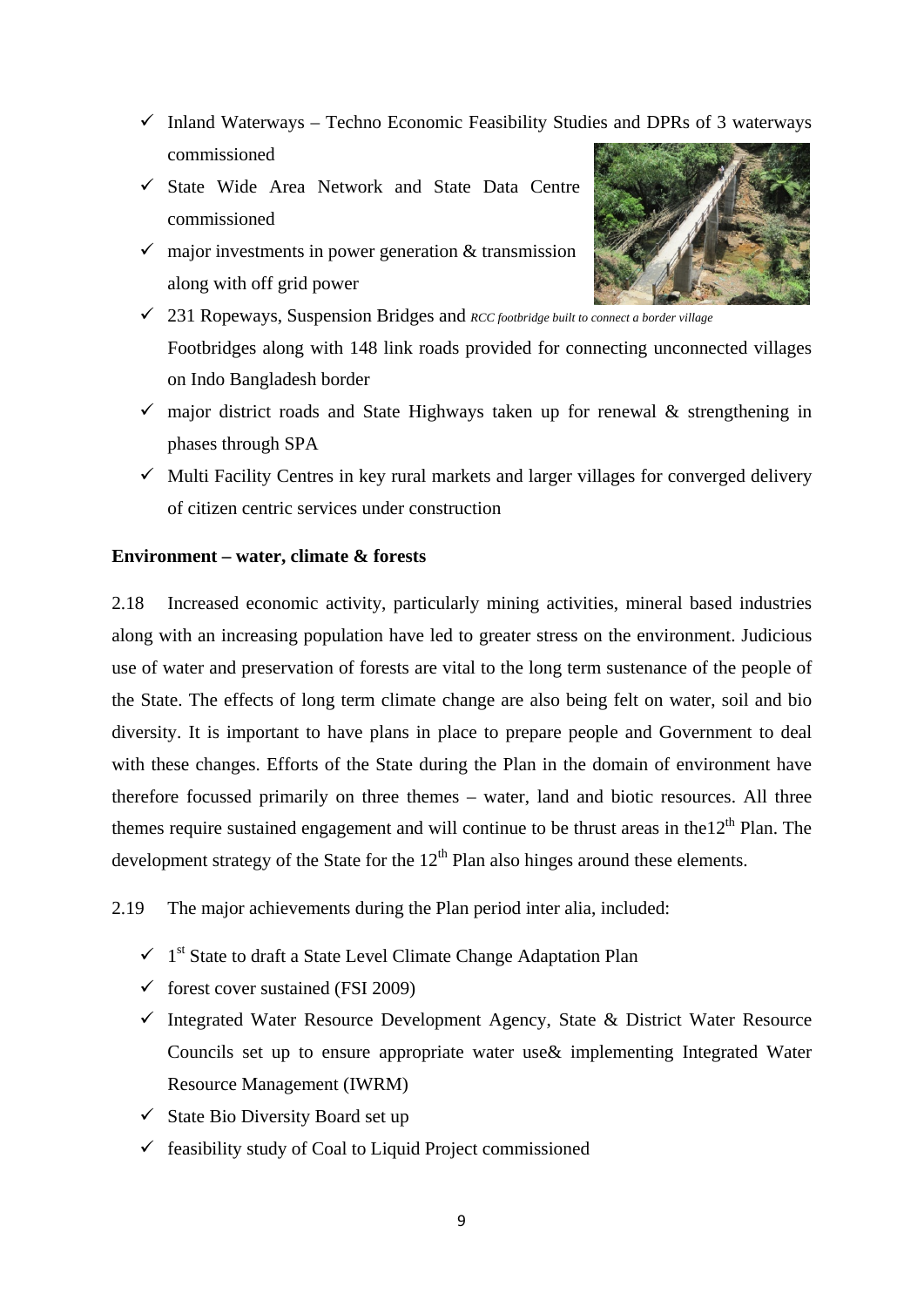- ✓ Inland Waterways – Techno Economic Feasibility Studies and DPRs of 3 waterways commissioned
- ✓ State Wide Area Network and State Data Centre commissioned
- ✓ major investments in power generation & transmission along with off grid power
- ✓ 231 Ropeways, Suspension Bridges and Footbridges along with 148 link roads provided for connecting unconnected villages on Indo Bangladesh border
- ✓ major district roads and State Highways taken up for renewal & strengthening in phases through SPA
- ✓ Multi Facility Centres in key rural markets and larger villages for converged delivery of citizen centric services under construction

*RCC footbridge built to connect a border village*

**Environment – water, climate & forests**

2.18 Increased economic activity, particularly mining activities, mineral based industries along with an increasing population have led to greater stress on the environment. Judicious use of water and preservation of forests are vital to the long term sustenance of the people of the State. The effects of long term climate change are also being felt on water, soil and bio diversity. It is important to have plans in place to prepare people and Government to deal with these changes. Efforts of the State during the Plan in the domain of environment have therefore focussed primarily on three themes – water, land and biotic resources. All three themes require sustained engagement and will continue to be thrust areas in the12th Plan. The development strategy of the State for the 12th Plan also hinges around these elements.

2.19 The major achievements during the Plan period inter alia, included:

- ✓ 1st State to draft a State Level Climate Change Adaptation Plan
- ✓ forest cover sustained (FSI 2009)
- ✓ Integrated Water Resource Development Agency, State & District Water Resource Councils set up to ensure appropriate water use& implementing Integrated Water Resource Management (IWRM)
- ✓ State Bio Diversity Board set up
- ✓ feasibility study of Coal to Liquid Project commissioned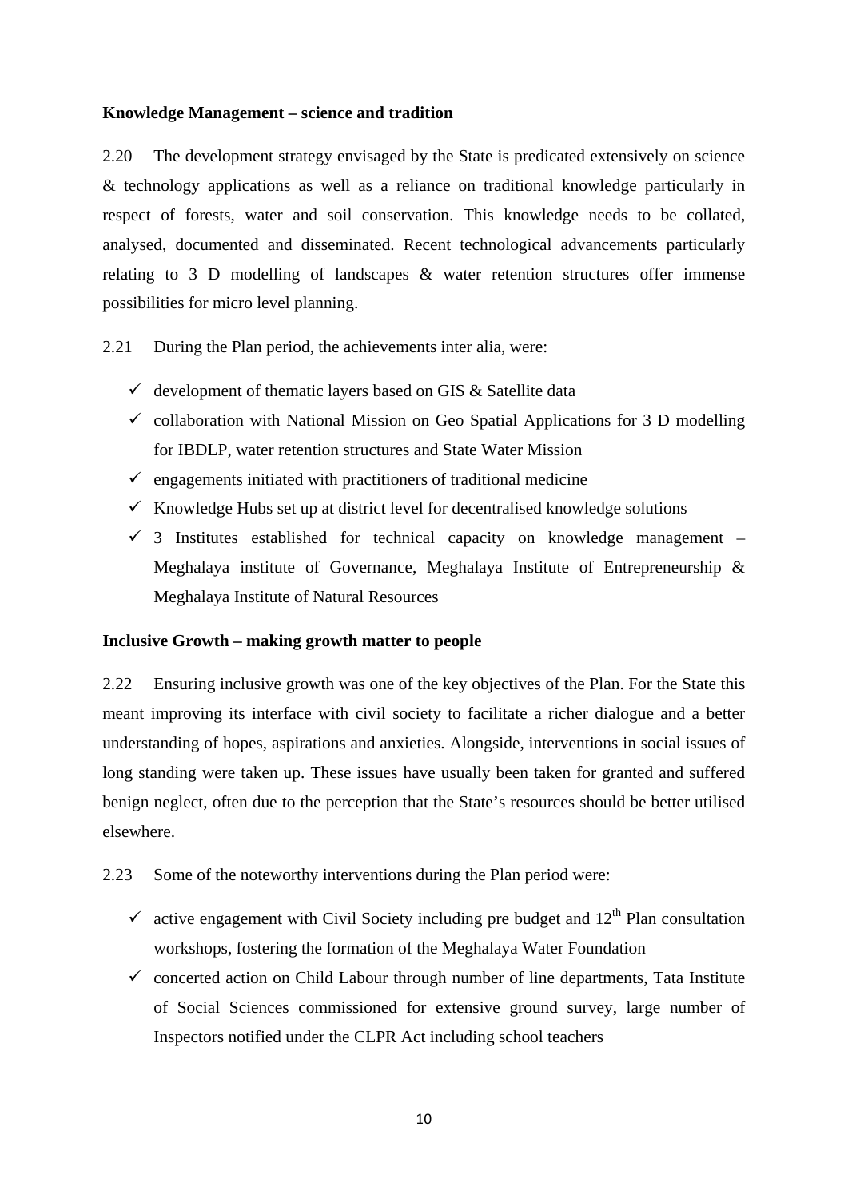**Knowledge Management – science and tradition**

2.20 The development strategy envisaged by the State is predicated extensively on science & technology applications as well as a reliance on traditional knowledge particularly in respect of forests, water and soil conservation. This knowledge needs to be collated, analysed, documented and disseminated. Recent technological advancements particularly relating to 3 D modelling of landscapes & water retention structures offer immense possibilities for micro level planning.

2.21 During the Plan period, the achievements inter alia, were:

- ✓ development of thematic layers based on GIS & Satellite data
- ✓ collaboration with National Mission on Geo Spatial Applications for 3 D modelling for IBDLP, water retention structures and State Water Mission
- ✓ engagements initiated with practitioners of traditional medicine
- ✓ Knowledge Hubs set up at district level for decentralised knowledge solutions
- ✓ 3 Institutes established for technical capacity on knowledge management – Meghalaya institute of Governance, Meghalaya Institute of Entrepreneurship & Meghalaya Institute of Natural Resources

**Inclusive Growth – making growth matter to people**

2.22 Ensuring inclusive growth was one of the key objectives of the Plan. For the State this meant improving its interface with civil society to facilitate a richer dialogue and a better understanding of hopes, aspirations and anxieties. Alongside, interventions in social issues of long standing were taken up. These issues have usually been taken for granted and suffered benign neglect, often due to the perception that the State's resources should be better utilised elsewhere.

2.23 Some of the noteworthy interventions during the Plan period were:

- ✓ active engagement with Civil Society including pre budget and 12th Plan consultation workshops, fostering the formation of the Meghalaya Water Foundation
- ✓ concerted action on Child Labour through number of line departments, Tata Institute of Social Sciences commissioned for extensive ground survey, large number of Inspectors notified under the CLPR Act including school teachers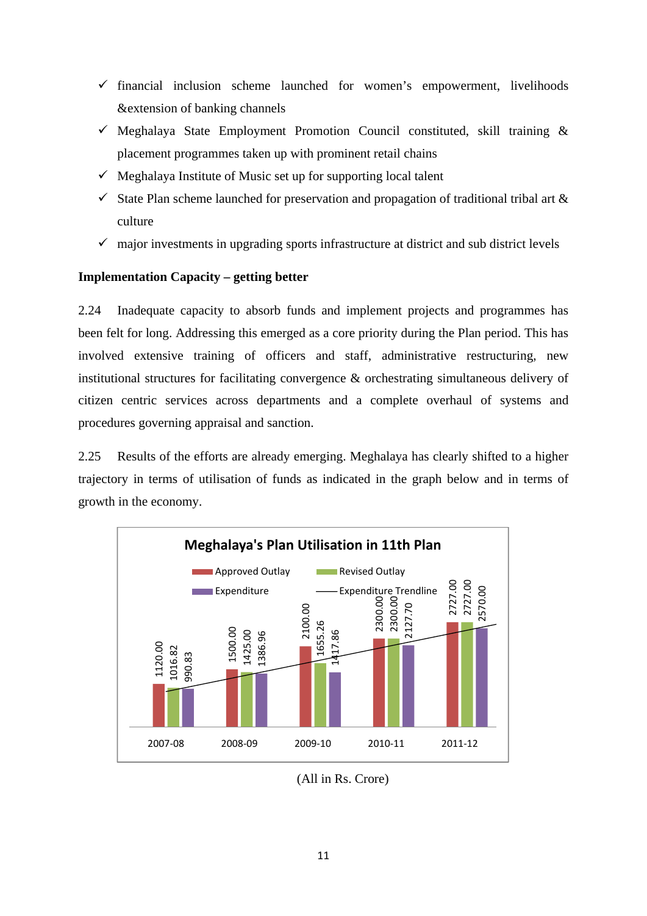- ✓ financial inclusion scheme launched for women's empowerment, livelihoods &extension of banking channels
- ✓ Meghalaya State Employment Promotion Council constituted, skill training & placement programmes taken up with prominent retail chains
- ✓ Meghalaya Institute of Music set up for supporting local talent
- ✓ State Plan scheme launched for preservation and propagation of traditional tribal art & culture
- ✓ major investments in upgrading sports infrastructure at district and sub district levels

**Implementation Capacity – getting better**

2.24 Inadequate capacity to absorb funds and implement projects and programmes has been felt for long. Addressing this emerged as a core priority during the Plan period. This has involved extensive training of officers and staff, administrative restructuring, new institutional structures for facilitating convergence & orchestrating simultaneous delivery of citizen centric services across departments and a complete overhaul of systems and procedures governing appraisal and sanction.

2.25 Results of the efforts are already emerging. Meghalaya has clearly shifted to a higher trajectory in terms of utilisation of funds as indicated in the graph below and in terms of growth in the economy.

**Meghalaya's Plan Utilisation in 11th Plan**

| Year | Approved Outlay | Revised Outlay | Expenditure |
|---|---|---|---|
| 2007-08 | 1120.00 | 1016.82 | 990.83 |
| 2008-09 | 1500.00 | 1425.00 | 1386.96 |
| 2009-10 | 2100.00 | 1655.26 | 1417.86 |
| 2010-11 | 2300.00 | 2300.00 | 2127.70 |
| 2011-12 | 2727.00 | 2727.00 | 2570.00 |

(All in Rs. Crore)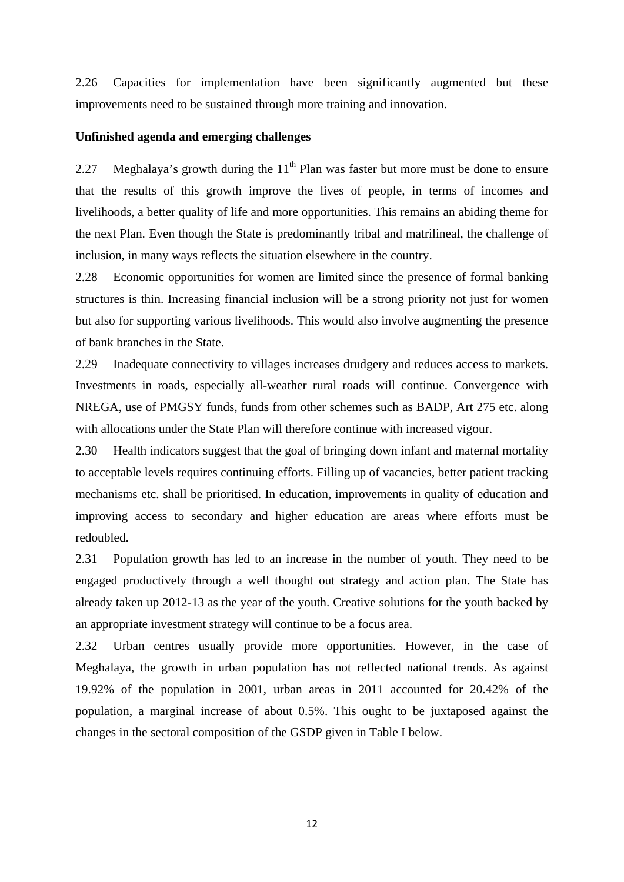2.26 Capacities for implementation have been significantly augmented but these improvements need to be sustained through more training and innovation.

**Unfinished agenda and emerging challenges**

2.27 Meghalaya's growth during the $11^{th}$ Plan was faster but more must be done to ensure that the results of this growth improve the lives of people, in terms of incomes and livelihoods, a better quality of life and more opportunities. This remains an abiding theme for the next Plan. Even though the State is predominantly tribal and matrilineal, the challenge of inclusion, in many ways reflects the situation elsewhere in the country.

2.28 Economic opportunities for women are limited since the presence of formal banking structures is thin. Increasing financial inclusion will be a strong priority not just for women but also for supporting various livelihoods. This would also involve augmenting the presence of bank branches in the State.

2.29 Inadequate connectivity to villages increases drudgery and reduces access to markets. Investments in roads, especially all-weather rural roads will continue. Convergence with NREGA, use of PMGSY funds, funds from other schemes such as BADP, Art 275 etc. along with allocations under the State Plan will therefore continue with increased vigour.

2.30 Health indicators suggest that the goal of bringing down infant and maternal mortality to acceptable levels requires continuing efforts. Filling up of vacancies, better patient tracking mechanisms etc. shall be prioritised. In education, improvements in quality of education and improving access to secondary and higher education are areas where efforts must be redoubled.

2.31 Population growth has led to an increase in the number of youth. They need to be engaged productively through a well thought out strategy and action plan. The State has already taken up 2012-13 as the year of the youth. Creative solutions for the youth backed by an appropriate investment strategy will continue to be a focus area.

2.32 Urban centres usually provide more opportunities. However, in the case of Meghalaya, the growth in urban population has not reflected national trends. As against 19.92% of the population in 2001, urban areas in 2011 accounted for 20.42% of the population, a marginal increase of about 0.5%. This ought to be juxtaposed against the changes in the sectoral composition of the GSDP given in Table I below.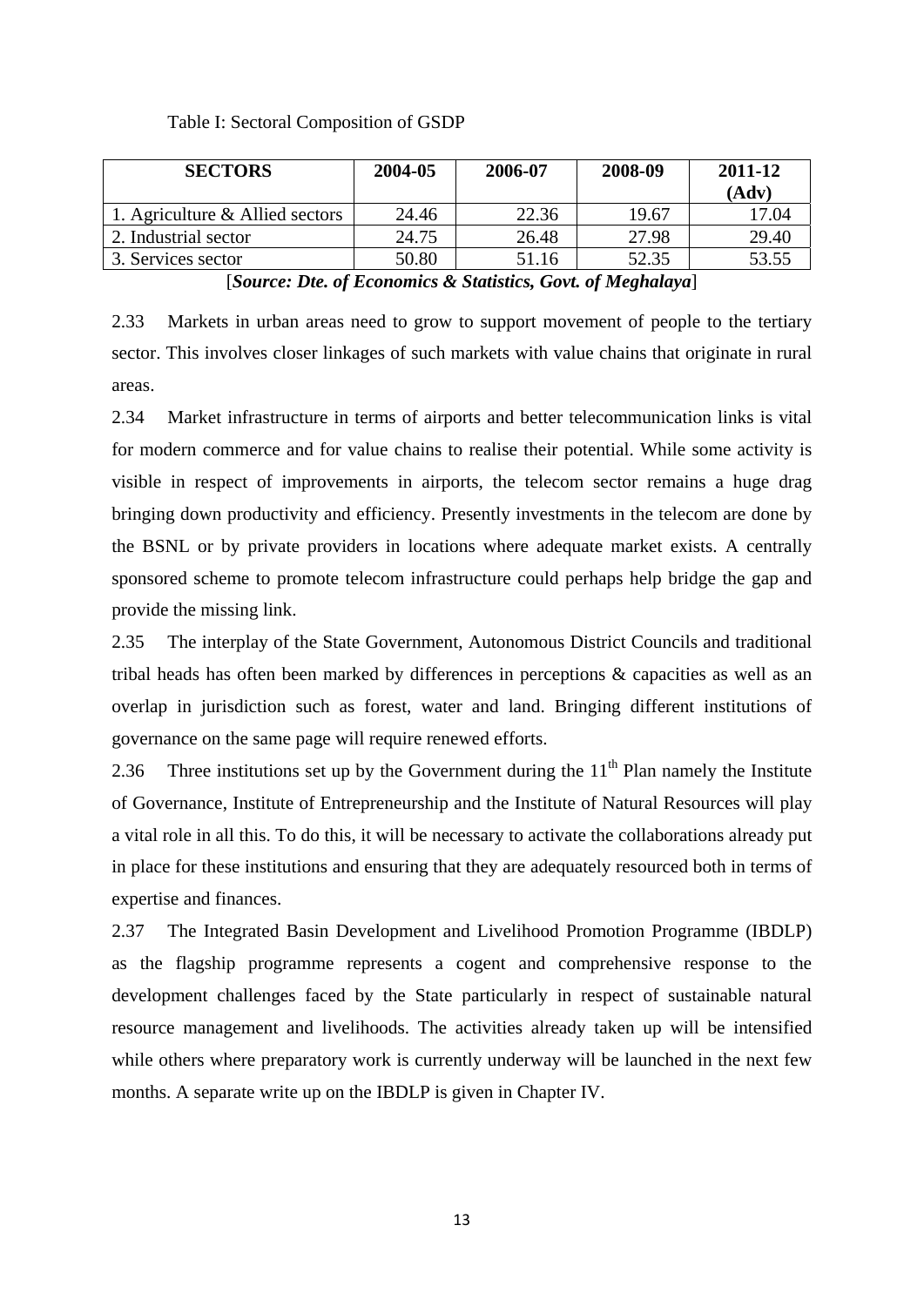Table I: Sectoral Composition of GSDP

| SECTORS | 2004-05 | 2006-07 | 2008-09 | 2011-12 (Adv) |
|---|---|---|---|---|
| 1. Agriculture & Allied sectors | 24.46 | 22.36 | 19.67 | 17.04 |
| 2. Industrial sector | 24.75 | 26.48 | 27.98 | 29.40 |
| 3. Services sector | 50.80 | 51.16 | 52.35 | 53.55 |

[***Source: Dte. of Economics & Statistics, Govt. of Meghalaya***]

2.33 Markets in urban areas need to grow to support movement of people to the tertiary sector. This involves closer linkages of such markets with value chains that originate in rural areas.

2.34 Market infrastructure in terms of airports and better telecommunication links is vital for modern commerce and for value chains to realise their potential. While some activity is visible in respect of improvements in airports, the telecom sector remains a huge drag bringing down productivity and efficiency. Presently investments in the telecom are done by the BSNL or by private providers in locations where adequate market exists. A centrally sponsored scheme to promote telecom infrastructure could perhaps help bridge the gap and provide the missing link.

2.35 The interplay of the State Government, Autonomous District Councils and traditional tribal heads has often been marked by differences in perceptions & capacities as well as an overlap in jurisdiction such as forest, water and land. Bringing different institutions of governance on the same page will require renewed efforts.

2.36 Three institutions set up by the Government during the 11th Plan namely the Institute of Governance, Institute of Entrepreneurship and the Institute of Natural Resources will play a vital role in all this. To do this, it will be necessary to activate the collaborations already put in place for these institutions and ensuring that they are adequately resourced both in terms of expertise and finances.

2.37 The Integrated Basin Development and Livelihood Promotion Programme (IBDLP) as the flagship programme represents a cogent and comprehensive response to the development challenges faced by the State particularly in respect of sustainable natural resource management and livelihoods. The activities already taken up will be intensified while others where preparatory work is currently underway will be launched in the next few months. A separate write up on the IBDLP is given in Chapter IV.